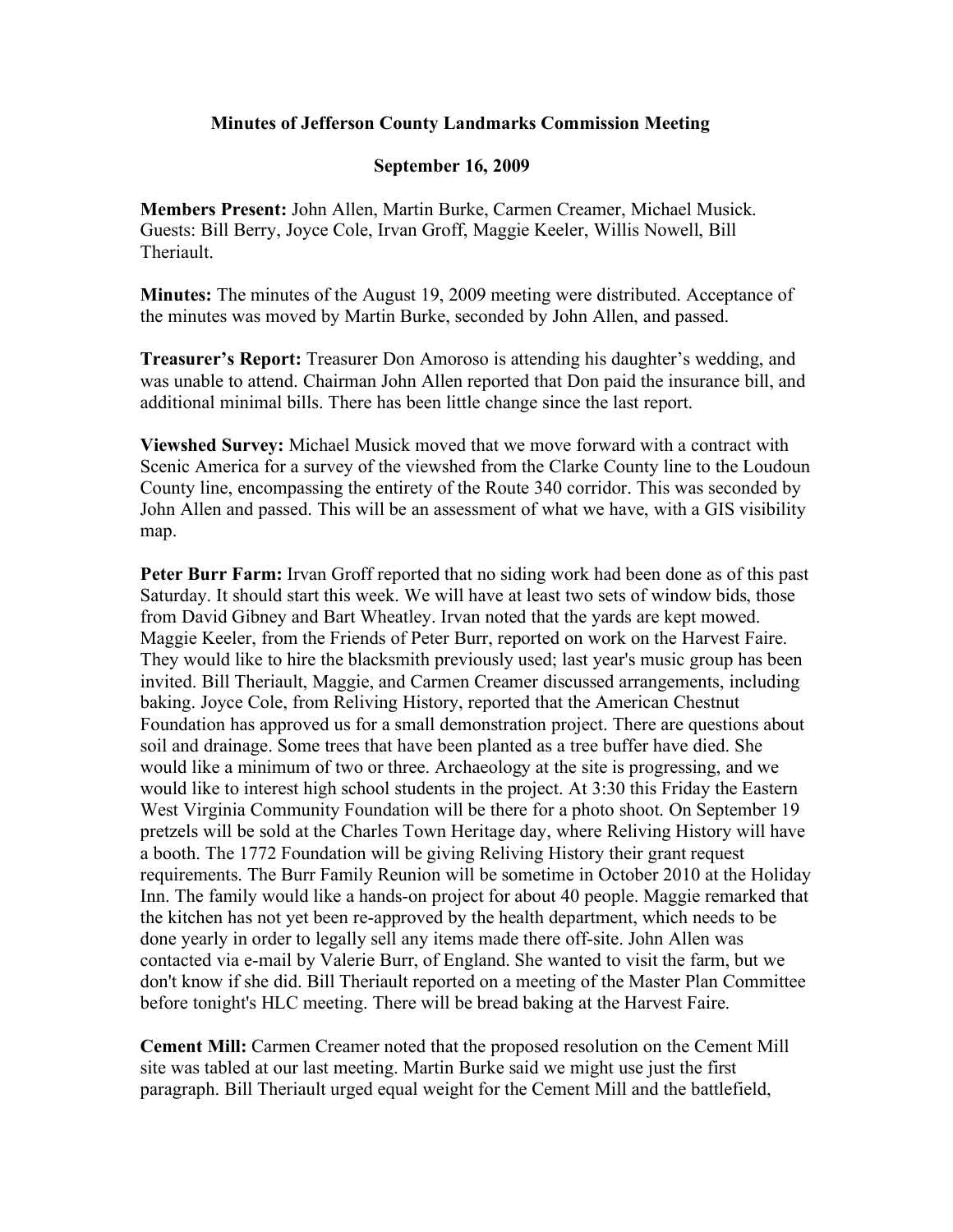**Minutes of Jefferson County Landmarks Commission Meeting**

**September 16, 2009**

**Members Present:** John Allen, Martin Burke, Carmen Creamer, Michael Musick. Guests: Bill Berry, Joyce Cole, Irvan Groff, Maggie Keeler, Willis Nowell, Bill Theriault.

**Minutes:** The minutes of the August 19, 2009 meeting were distributed. Acceptance of the minutes was moved by Martin Burke, seconded by John Allen, and passed.

**Treasurer's Report:** Treasurer Don Amoroso is attending his daughter's wedding, and was unable to attend. Chairman John Allen reported that Don paid the insurance bill, and additional minimal bills. There has been little change since the last report.

**Viewshed Survey:** Michael Musick moved that we move forward with a contract with Scenic America for a survey of the viewshed from the Clarke County line to the Loudoun County line, encompassing the entirety of the Route 340 corridor. This was seconded by John Allen and passed. This will be an assessment of what we have, with a GIS visibility map.

**Peter Burr Farm:** Irvan Groff reported that no siding work had been done as of this past Saturday. It should start this week. We will have at least two sets of window bids, those from David Gibney and Bart Wheatley. Irvan noted that the yards are kept mowed. Maggie Keeler, from the Friends of Peter Burr, reported on work on the Harvest Faire. They would like to hire the blacksmith previously used; last year's music group has been invited. Bill Theriault, Maggie, and Carmen Creamer discussed arrangements, including baking. Joyce Cole, from Reliving History, reported that the American Chestnut Foundation has approved us for a small demonstration project. There are questions about soil and drainage. Some trees that have been planted as a tree buffer have died. She would like a minimum of two or three. Archaeology at the site is progressing, and we would like to interest high school students in the project. At 3:30 this Friday the Eastern West Virginia Community Foundation will be there for a photo shoot. On September 19 pretzels will be sold at the Charles Town Heritage day, where Reliving History will have a booth. The 1772 Foundation will be giving Reliving History their grant request requirements. The Burr Family Reunion will be sometime in October 2010 at the Holiday Inn. The family would like a hands-on project for about 40 people. Maggie remarked that the kitchen has not yet been re-approved by the health department, which needs to be done yearly in order to legally sell any items made there off-site. John Allen was contacted via e-mail by Valerie Burr, of England. She wanted to visit the farm, but we don't know if she did. Bill Theriault reported on a meeting of the Master Plan Committee before tonight's HLC meeting. There will be bread baking at the Harvest Faire.

**Cement Mill:** Carmen Creamer noted that the proposed resolution on the Cement Mill site was tabled at our last meeting. Martin Burke said we might use just the first paragraph. Bill Theriault urged equal weight for the Cement Mill and the battlefield,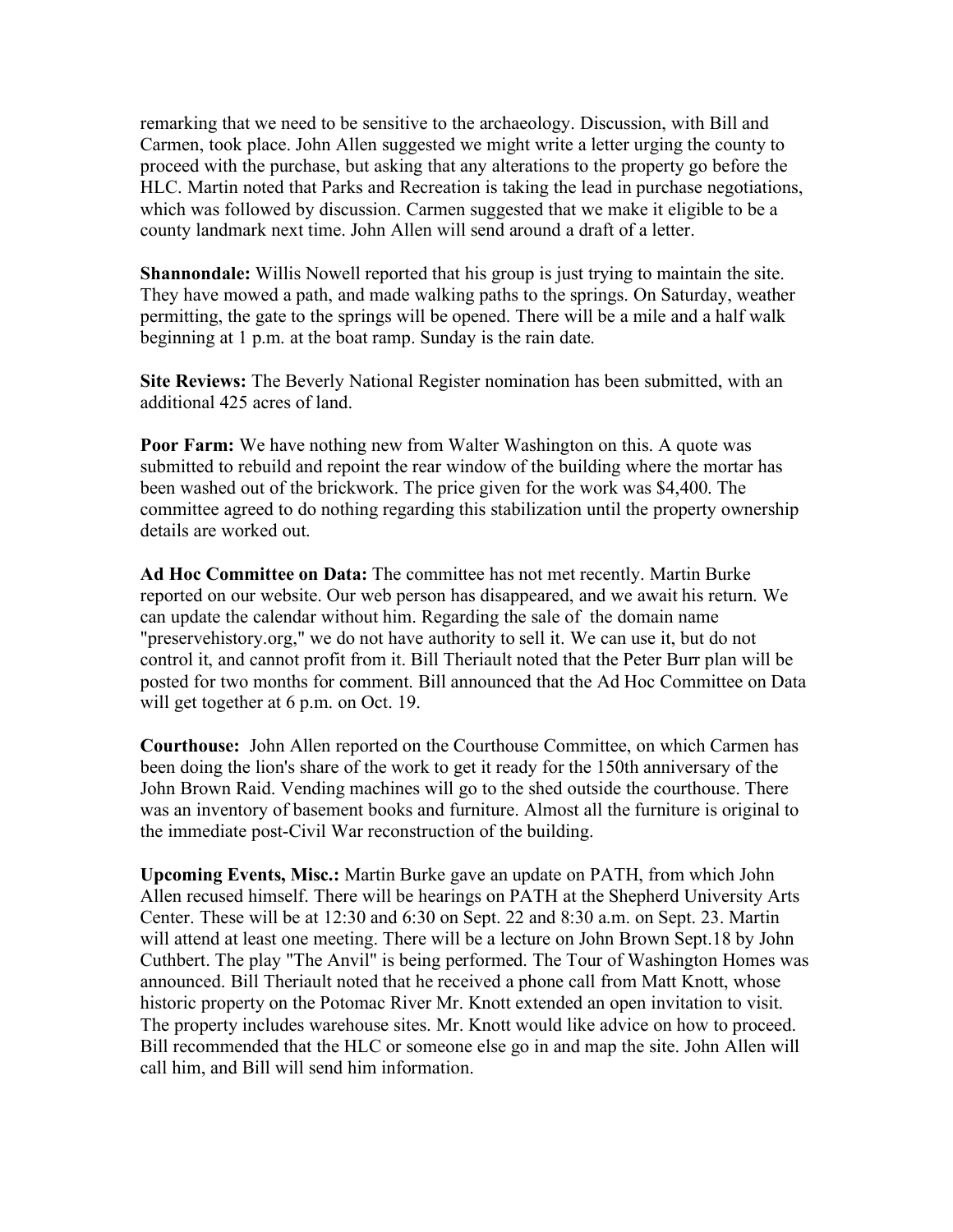remarking that we need to be sensitive to the archaeology. Discussion, with Bill and Carmen, took place. John Allen suggested we might write a letter urging the county to proceed with the purchase, but asking that any alterations to the property go before the HLC. Martin noted that Parks and Recreation is taking the lead in purchase negotiations, which was followed by discussion. Carmen suggested that we make it eligible to be a county landmark next time. John Allen will send around a draft of a letter.

**Shannondale:** Willis Nowell reported that his group is just trying to maintain the site. They have mowed a path, and made walking paths to the springs. On Saturday, weather permitting, the gate to the springs will be opened. There will be a mile and a half walk beginning at 1 p.m. at the boat ramp. Sunday is the rain date.

**Site Reviews:** The Beverly National Register nomination has been submitted, with an additional 425 acres of land.

**Poor Farm:** We have nothing new from Walter Washington on this. A quote was submitted to rebuild and repoint the rear window of the building where the mortar has been washed out of the brickwork. The price given for the work was $4,400. The committee agreed to do nothing regarding this stabilization until the property ownership details are worked out.

**Ad Hoc Committee on Data:** The committee has not met recently. Martin Burke reported on our website. Our web person has disappeared, and we await his return. We can update the calendar without him. Regarding the sale of the domain name "preservehistory.org," we do not have authority to sell it. We can use it, but do not control it, and cannot profit from it. Bill Theriault noted that the Peter Burr plan will be posted for two months for comment. Bill announced that the Ad Hoc Committee on Data will get together at 6 p.m. on Oct. 19.

**Courthouse:** John Allen reported on the Courthouse Committee, on which Carmen has been doing the lion's share of the work to get it ready for the 150th anniversary of the John Brown Raid. Vending machines will go to the shed outside the courthouse. There was an inventory of basement books and furniture. Almost all the furniture is original to the immediate post-Civil War reconstruction of the building.

**Upcoming Events, Misc.:** Martin Burke gave an update on PATH, from which John Allen recused himself. There will be hearings on PATH at the Shepherd University Arts Center. These will be at 12:30 and 6:30 on Sept. 22 and 8:30 a.m. on Sept. 23. Martin will attend at least one meeting. There will be a lecture on John Brown Sept.18 by John Cuthbert. The play "The Anvil" is being performed. The Tour of Washington Homes was announced. Bill Theriault noted that he received a phone call from Matt Knott, whose historic property on the Potomac River Mr. Knott extended an open invitation to visit. The property includes warehouse sites. Mr. Knott would like advice on how to proceed. Bill recommended that the HLC or someone else go in and map the site. John Allen will call him, and Bill will send him information.